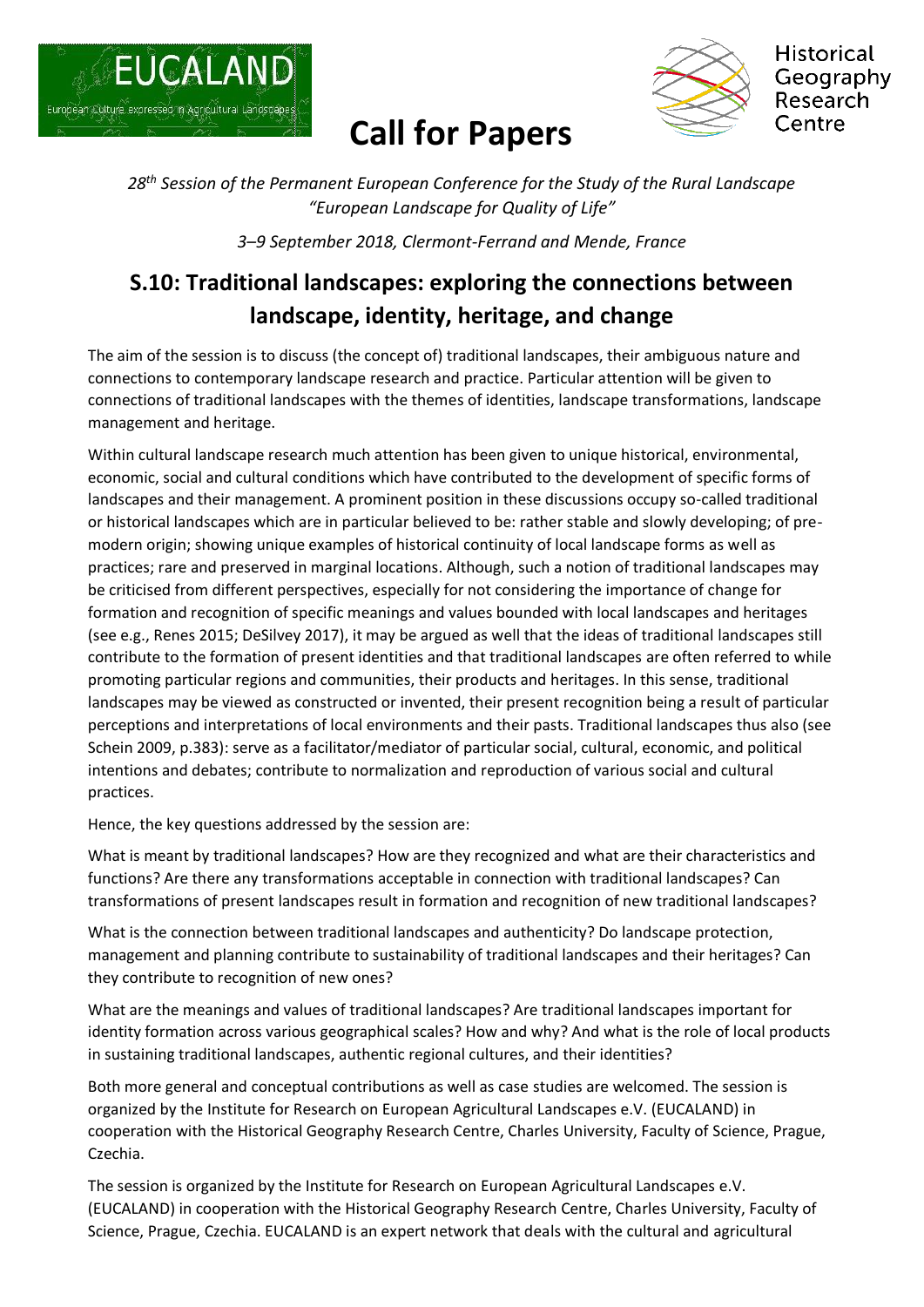EUCALAND

European Culture expressed in Agricultural Landscapes

# Call for Papers

Historical Geography Research Centre

*28th Session of the Permanent European Conference for the Study of the Rural Landscape "European Landscape for Quality of Life"*

*3–9 September 2018, Clermont-Ferrand and Mende, France*

## S.10: Traditional landscapes: exploring the connections between landscape, identity, heritage, and change

The aim of the session is to discuss (the concept of) traditional landscapes, their ambiguous nature and connections to contemporary landscape research and practice. Particular attention will be given to connections of traditional landscapes with the themes of identities, landscape transformations, landscape management and heritage.

Within cultural landscape research much attention has been given to unique historical, environmental, economic, social and cultural conditions which have contributed to the development of specific forms of landscapes and their management. A prominent position in these discussions occupy so-called traditional or historical landscapes which are in particular believed to be: rather stable and slowly developing; of pre-modern origin; showing unique examples of historical continuity of local landscape forms as well as practices; rare and preserved in marginal locations. Although, such a notion of traditional landscapes may be criticised from different perspectives, especially for not considering the importance of change for formation and recognition of specific meanings and values bounded with local landscapes and heritages (see e.g., Renes 2015; DeSilvey 2017), it may be argued as well that the ideas of traditional landscapes still contribute to the formation of present identities and that traditional landscapes are often referred to while promoting particular regions and communities, their products and heritages. In this sense, traditional landscapes may be viewed as constructed or invented, their present recognition being a result of particular perceptions and interpretations of local environments and their pasts. Traditional landscapes thus also (see Schein 2009, p.383): serve as a facilitator/mediator of particular social, cultural, economic, and political intentions and debates; contribute to normalization and reproduction of various social and cultural practices.

Hence, the key questions addressed by the session are:

What is meant by traditional landscapes? How are they recognized and what are their characteristics and functions? Are there any transformations acceptable in connection with traditional landscapes? Can transformations of present landscapes result in formation and recognition of new traditional landscapes?

What is the connection between traditional landscapes and authenticity? Do landscape protection, management and planning contribute to sustainability of traditional landscapes and their heritages? Can they contribute to recognition of new ones?

What are the meanings and values of traditional landscapes? Are traditional landscapes important for identity formation across various geographical scales? How and why? And what is the role of local products in sustaining traditional landscapes, authentic regional cultures, and their identities?

Both more general and conceptual contributions as well as case studies are welcomed. The session is organized by the Institute for Research on European Agricultural Landscapes e.V. (EUCALAND) in cooperation with the Historical Geography Research Centre, Charles University, Faculty of Science, Prague, Czechia.

The session is organized by the Institute for Research on European Agricultural Landscapes e.V. (EUCALAND) in cooperation with the Historical Geography Research Centre, Charles University, Faculty of Science, Prague, Czechia. EUCALAND is an expert network that deals with the cultural and agricultural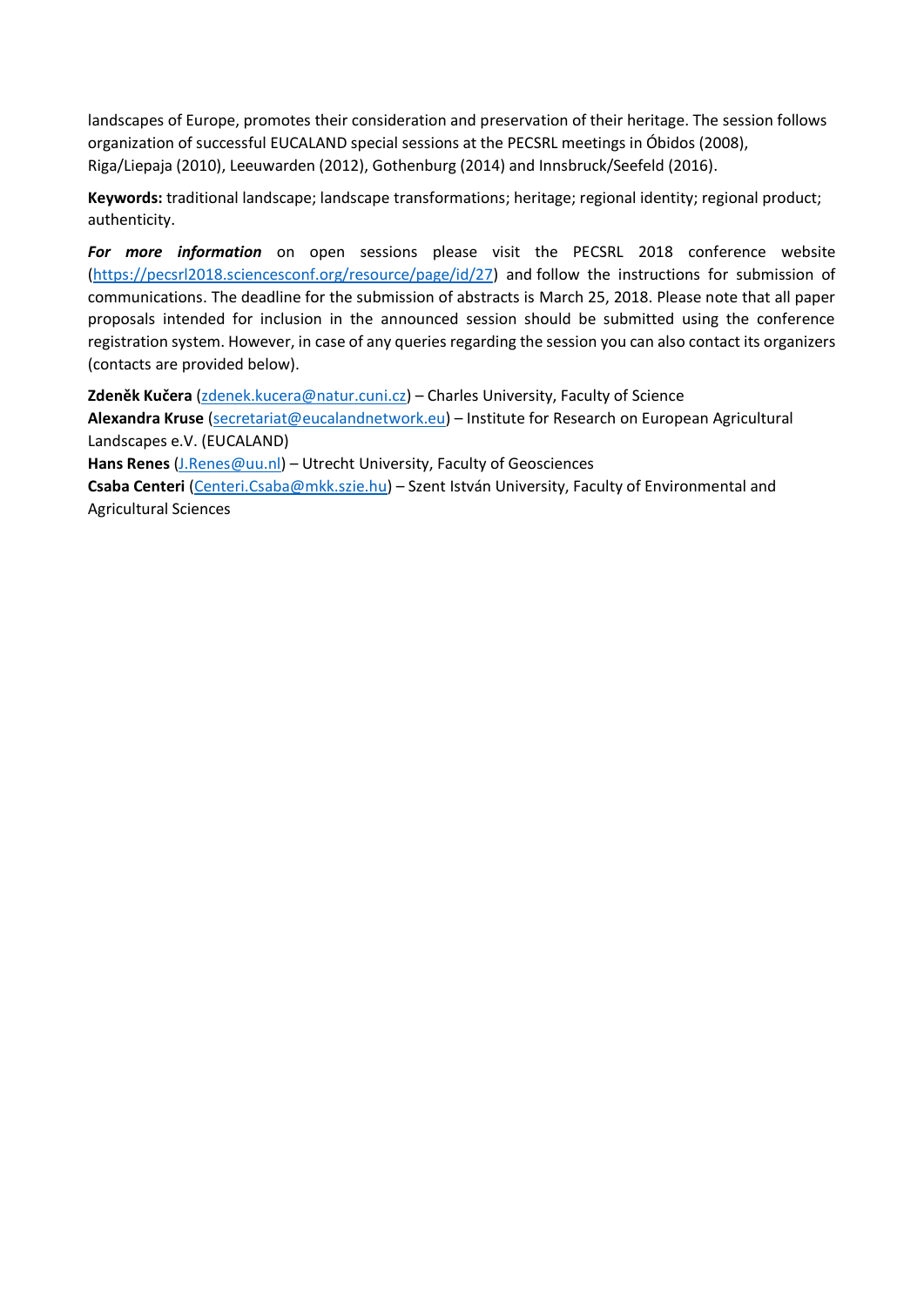landscapes of Europe, promotes their consideration and preservation of their heritage. The session follows organization of successful EUCALAND special sessions at the PECSRL meetings in Óbidos (2008), Riga/Liepaja (2010), Leeuwarden (2012), Gothenburg (2014) and Innsbruck/Seefeld (2016).

**Keywords:** traditional landscape; landscape transformations; heritage; regional identity; regional product; authenticity.

***For more information*** on open sessions please visit the PECSRL 2018 conference website (https://pecsrl2018.sciencesconf.org/resource/page/id/27) and follow the instructions for submission of communications. The deadline for the submission of abstracts is March 25, 2018. Please note that all paper proposals intended for inclusion in the announced session should be submitted using the conference registration system. However, in case of any queries regarding the session you can also contact its organizers (contacts are provided below).

**Zdeněk Kučera** (zdenek.kucera@natur.cuni.cz) – Charles University, Faculty of Science
**Alexandra Kruse** (secretariat@eucalandnetwork.eu) – Institute for Research on European Agricultural Landscapes e.V. (EUCALAND)
**Hans Renes** (J.Renes@uu.nl) – Utrecht University, Faculty of Geosciences
**Csaba Centeri** (Centeri.Csaba@mkk.szie.hu) – Szent István University, Faculty of Environmental and Agricultural Sciences